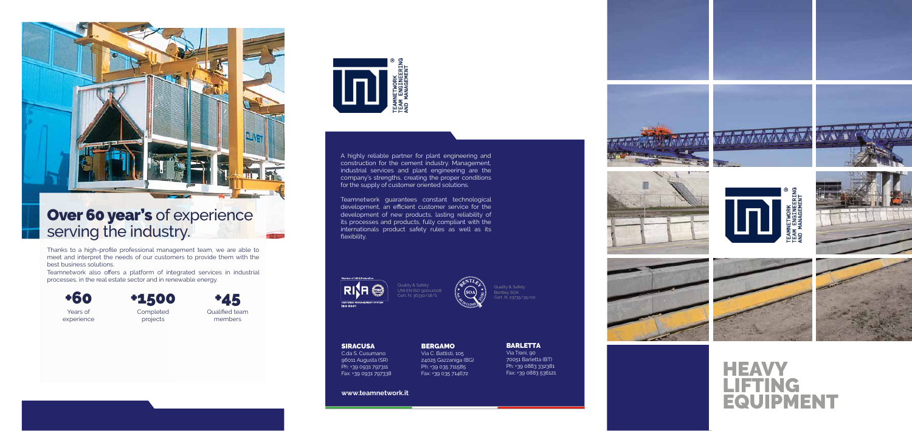# Over 60 year's of experience serving the industry.

Thanks to a high-profile professional management team, we are able to meet and interpret the needs of our customers to provide them with the best business solutions.

Teamnetwork also offers a platform of integrated services in industrial processes, in the real estate sector and in renewable energy.

| +60 | +1500 | +45 |
|---|---|---|
| Years of experience | Completed projects | Qualified team members |

TEAMNETWORK TEAM ENGINEERING AND MANAGEMENT

A highly reliable partner for plant engineering and construction for the cement industry. Management, industrial services and plant engineering are the company's strengths, creating the proper conditions for the supply of customer oriented solutions.

Teamnetwork guarantees constant technological development, an efficient customer service for the development of new products, lasting reliability of its processes and products, fully compliant with the internationals product safety rules as well as its flexibility.

Quality & Safety
UNI EN ISO 9001:2008
Cert. N. 36330/18/S

Quality & Safety
Bentley SOA
Cert. N. 23735/35/00

**SIRACUSA**
C.da S. Cusumano
96011 Augusta (SR)
Ph: +39 0931 797311
Fax: +39 0931 797338

**BERGAMO**
Via C. Battisti, 105
24025 Gazzaniga (BG)
Ph: +39 035 711585
Fax: +39 035 714672

**BARLETTA**
Via Trani, 90
70051 Barletta (BT)
Ph: +39 0883 332381
Fax: +39 0883 536121

**www.teamnetwork.it**

TEAMNETWORK TEAM ENGINEERING AND MANAGEMENT

# HEAVY LIFTING EQUIPMENT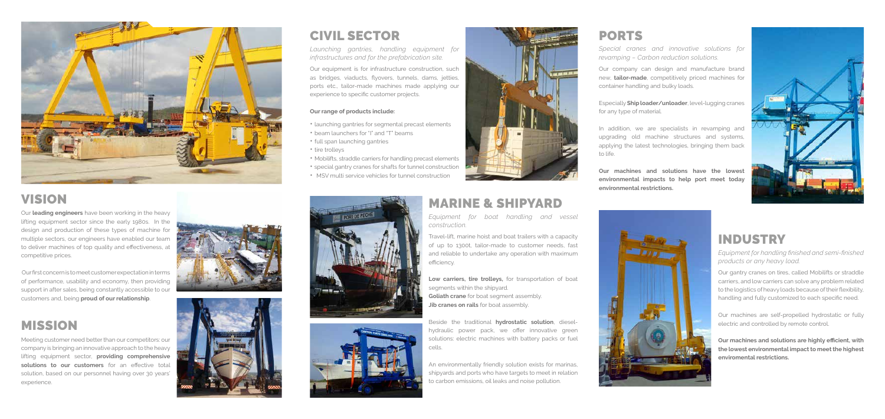## VISION

Our **leading engineers** have been working in the heavy lifting equipment sector since the early 1980s. In the design and production of these types of machine for multiple sectors, our engineers have enabled our team to deliver machines of top quality and effectiveness, at competitive prices.

Our first concern is to meet customer expectation in terms of performance, usability and economy, then providing support in after sales, being constantly accessible to our customers and, being **proud of our relationship**.

## MISSION

Meeting customer need better than our competitors: our company is bringing an innovative approach to the heavy lifting equipment sector, **providing comprehensive solutions to our customers** for an effective total solution, based on our personnel having over 30 years' experience.

## CIVIL SECTOR

*Launching gantries, handling equipment for infrastructures and for the prefabrication site.*

Our equipment is for infrastructure construction, such as bridges, viaducts, flyovers, tunnels, dams, jetties, ports etc., tailor-made machines made applying our experience to specific customer projects.

**Our range of products include:**

* launching gantries for segmental precast elements
* beam launchers for "I" and "T" beams
* full span launching gantries
* tire trolleys
* Mobilifts, straddle carriers for handling precast elements
* special gantry cranes for shafts for tunnel construction
* MSV multi service vehicles for tunnel construction

## MARINE & SHIPYARD

*Equipment for boat handling and vessel construction.*

Travel-lift, marine hoist and boat trailers with a capacity of up to 1300t, tailor-made to customer needs, fast and reliable to undertake any operation with maximum efficiency.

**Low carriers, tire trolleys,** for transportation of boat segments within the shipyard.
**Goliath crane** for boat segment assembly.
**Jib cranes on rails** for boat assembly.

Beside the traditional **hydrostatic solution**, diesel-hydraulic power pack, we offer innovative green solutions: electric machines with battery packs or fuel cells.

An environmentally friendly solution exists for marinas, shipyards and ports who have targets to meet in relation to carbon emissions, oil leaks and noise pollution.

## PORTS

*Special cranes and innovative solutions for revamping – Carbon reduction solutions.*

Our company can design and manufacture brand new, **tailor-made**, competitively priced machines for container handling and bulky loads.

Especially **Ship loader/unloader**, level-lugging cranes for any type of material.

In addition, we are specialists in revamping and upgrading old machine structures and systems, applying the latest technologies, bringing them back to life.

**Our machines and solutions have the lowest environmental impacts to help port meet today environmental restrictions.**

## INDUSTRY

*Equipment for handling finished and semi-finished products or any heavy load.*

Our gantry cranes on tires, called Mobilifts or straddle carriers, and low carriers can solve any problem related to the logistics of heavy loads because of their flexibility, handling and fully customized to each specific need.

Our machines are self-propelled hydrostatic or fully electric and controlled by remote control.

**Our machines and solutions are highly efficient, with the lowest environmental impact to meet the highest enviromental restrictions.**